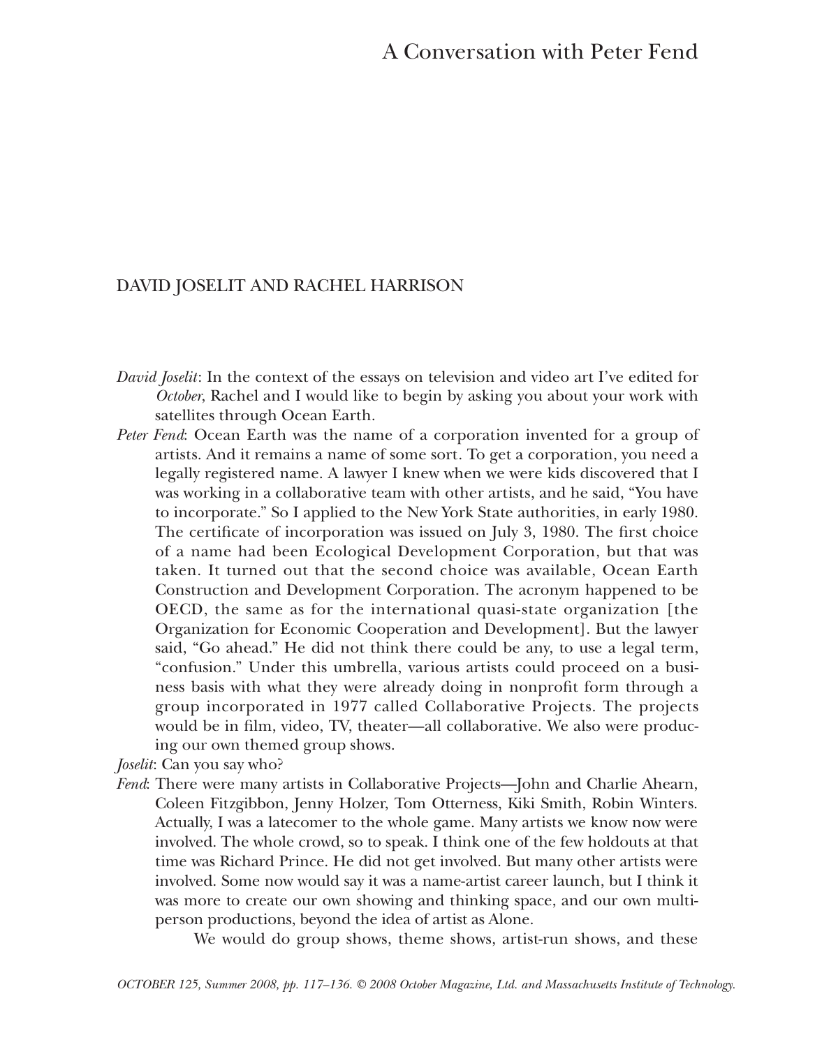# A Conversation with Peter Fend

DAVID JOSELIT AND RACHEL HARRISON

*David Joselit*: In the context of the essays on television and video art I've edited for *October*, Rachel and I would like to begin by asking you about your work with satellites through Ocean Earth.

*Peter Fend*: Ocean Earth was the name of a corporation invented for a group of artists. And it remains a name of some sort. To get a corporation, you need a legally registered name. A lawyer I knew when we were kids discovered that I was working in a collaborative team with other artists, and he said, "You have to incorporate." So I applied to the New York State authorities, in early 1980. The certificate of incorporation was issued on July 3, 1980. The first choice of a name had been Ecological Development Corporation, but that was taken. It turned out that the second choice was available, Ocean Earth Construction and Development Corporation. The acronym happened to be OECD, the same as for the international quasi-state organization [the Organization for Economic Cooperation and Development]. But the lawyer said, "Go ahead." He did not think there could be any, to use a legal term, "confusion." Under this umbrella, various artists could proceed on a business basis with what they were already doing in nonprofit form through a group incorporated in 1977 called Collaborative Projects. The projects would be in film, video, TV, theater—all collaborative. We also were producing our own themed group shows.

*Joselit*: Can you say who?

*Fend*: There were many artists in Collaborative Projects—John and Charlie Ahearn, Coleen Fitzgibbon, Jenny Holzer, Tom Otterness, Kiki Smith, Robin Winters. Actually, I was a latecomer to the whole game. Many artists we know now were involved. The whole crowd, so to speak. I think one of the few holdouts at that time was Richard Prince. He did not get involved. But many other artists were involved. Some now would say it was a name-artist career launch, but I think it was more to create our own showing and thinking space, and our own multi-person productions, beyond the idea of artist as Alone.

We would do group shows, theme shows, artist-run shows, and these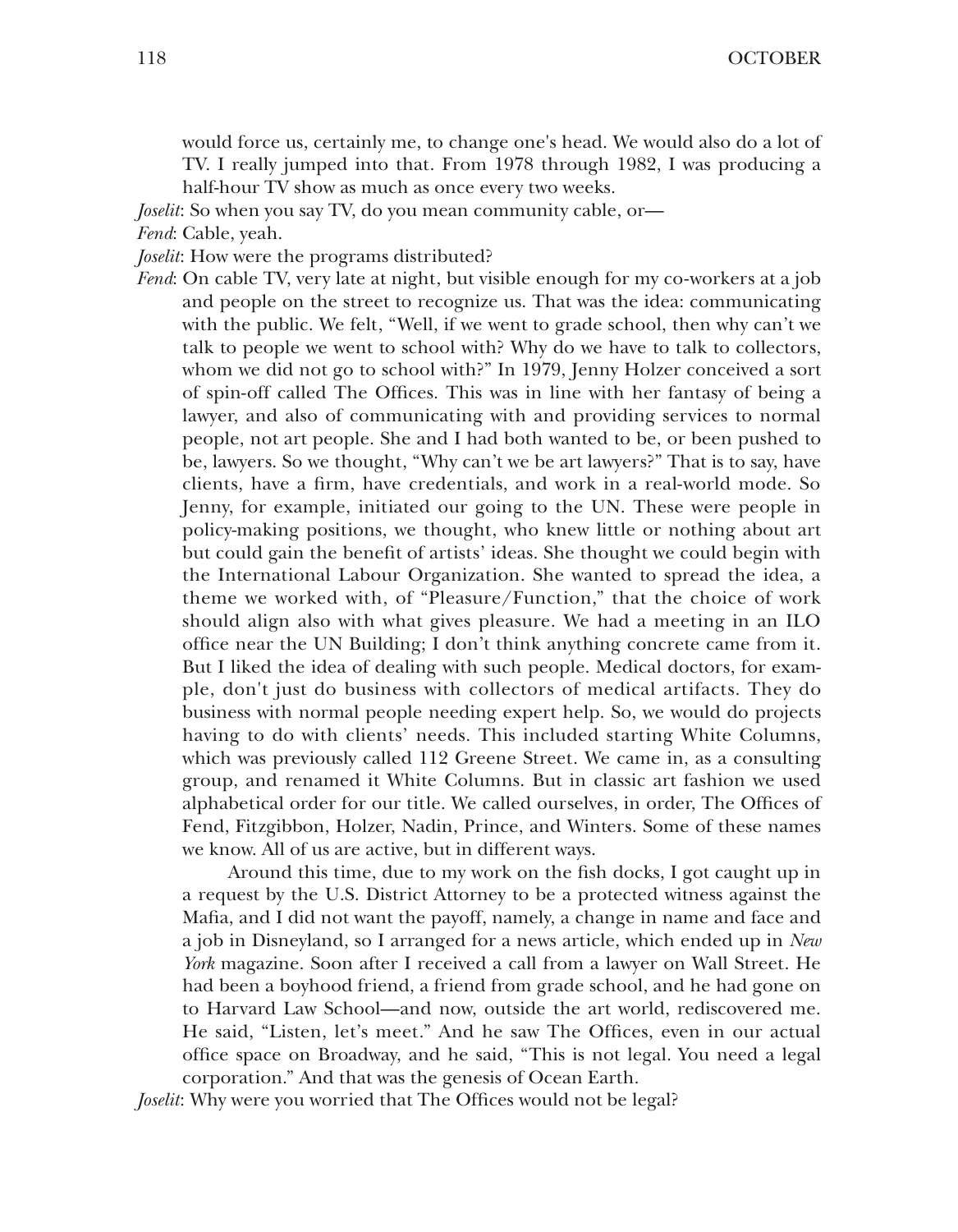would force us, certainly me, to change one's head. We would also do a lot of TV. I really jumped into that. From 1978 through 1982, I was producing a half-hour TV show as much as once every two weeks.

*Joselit*: So when you say TV, do you mean community cable, or—

*Fend*: Cable, yeah.

*Joselit*: How were the programs distributed?

*Fend*: On cable TV, very late at night, but visible enough for my co-workers at a job and people on the street to recognize us. That was the idea: communicating with the public. We felt, "Well, if we went to grade school, then why can't we talk to people we went to school with? Why do we have to talk to collectors, whom we did not go to school with?" In 1979, Jenny Holzer conceived a sort of spin-off called The Offices. This was in line with her fantasy of being a lawyer, and also of communicating with and providing services to normal people, not art people. She and I had both wanted to be, or been pushed to be, lawyers. So we thought, "Why can't we be art lawyers?" That is to say, have clients, have a firm, have credentials, and work in a real-world mode. So Jenny, for example, initiated our going to the UN. These were people in policy-making positions, we thought, who knew little or nothing about art but could gain the benefit of artists' ideas. She thought we could begin with the International Labour Organization. She wanted to spread the idea, a theme we worked with, of "Pleasure/Function," that the choice of work should align also with what gives pleasure. We had a meeting in an ILO office near the UN Building; I don't think anything concrete came from it. But I liked the idea of dealing with such people. Medical doctors, for example, don't just do business with collectors of medical artifacts. They do business with normal people needing expert help. So, we would do projects having to do with clients' needs. This included starting White Columns, which was previously called 112 Greene Street. We came in, as a consulting group, and renamed it White Columns. But in classic art fashion we used alphabetical order for our title. We called ourselves, in order, The Offices of Fend, Fitzgibbon, Holzer, Nadin, Prince, and Winters. Some of these names we know. All of us are active, but in different ways.

Around this time, due to my work on the fish docks, I got caught up in a request by the U.S. District Attorney to be a protected witness against the Mafia, and I did not want the payoff, namely, a change in name and face and a job in Disneyland, so I arranged for a news article, which ended up in *New York* magazine. Soon after I received a call from a lawyer on Wall Street. He had been a boyhood friend, a friend from grade school, and he had gone on to Harvard Law School—and now, outside the art world, rediscovered me. He said, "Listen, let's meet." And he saw The Offices, even in our actual office space on Broadway, and he said, "This is not legal. You need a legal corporation." And that was the genesis of Ocean Earth.

*Joselit*: Why were you worried that The Offices would not be legal?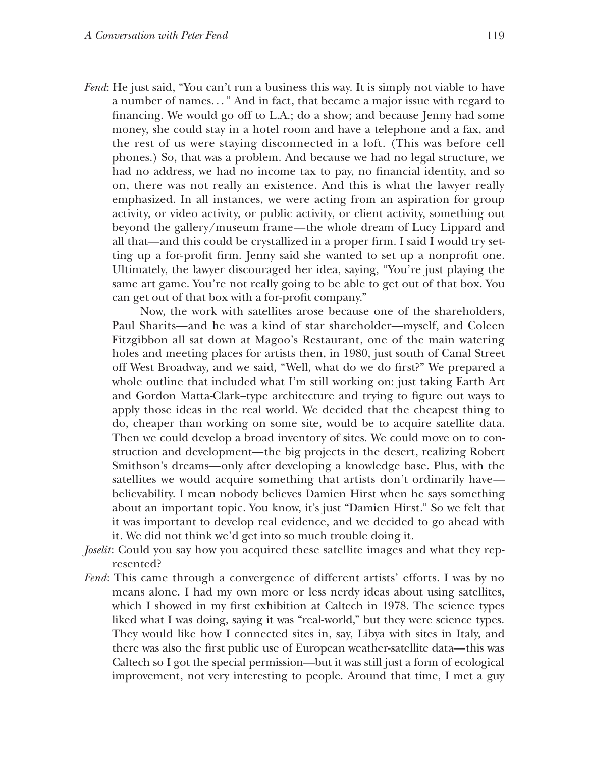*Fend*: He just said, "You can't run a business this way. It is simply not viable to have a number of names. . . " And in fact, that became a major issue with regard to financing. We would go off to L.A.; do a show; and because Jenny had some money, she could stay in a hotel room and have a telephone and a fax, and the rest of us were staying disconnected in a loft. (This was before cell phones.) So, that was a problem. And because we had no legal structure, we had no address, we had no income tax to pay, no financial identity, and so on, there was not really an existence. And this is what the lawyer really emphasized. In all instances, we were acting from an aspiration for group activity, or video activity, or public activity, or client activity, something out beyond the gallery/museum frame—the whole dream of Lucy Lippard and all that—and this could be crystallized in a proper firm. I said I would try setting up a for-profit firm. Jenny said she wanted to set up a nonprofit one. Ultimately, the lawyer discouraged her idea, saying, "You're just playing the same art game. You're not really going to be able to get out of that box. You can get out of that box with a for-profit company."

Now, the work with satellites arose because one of the shareholders, Paul Sharits—and he was a kind of star shareholder—myself, and Coleen Fitzgibbon all sat down at Magoo's Restaurant, one of the main watering holes and meeting places for artists then, in 1980, just south of Canal Street off West Broadway, and we said, "Well, what do we do first?" We prepared a whole outline that included what I'm still working on: just taking Earth Art and Gordon Matta-Clark–type architecture and trying to figure out ways to apply those ideas in the real world. We decided that the cheapest thing to do, cheaper than working on some site, would be to acquire satellite data. Then we could develop a broad inventory of sites. We could move on to construction and development—the big projects in the desert, realizing Robert Smithson's dreams—only after developing a knowledge base. Plus, with the satellites we would acquire something that artists don't ordinarily have—believability. I mean nobody believes Damien Hirst when he says something about an important topic. You know, it's just "Damien Hirst." So we felt that it was important to develop real evidence, and we decided to go ahead with it. We did not think we'd get into so much trouble doing it.

*Joselit*: Could you say how you acquired these satellite images and what they represented?

*Fend*: This came through a convergence of different artists' efforts. I was by no means alone. I had my own more or less nerdy ideas about using satellites, which I showed in my first exhibition at Caltech in 1978. The science types liked what I was doing, saying it was "real-world," but they were science types. They would like how I connected sites in, say, Libya with sites in Italy, and there was also the first public use of European weather-satellite data—this was Caltech so I got the special permission—but it was still just a form of ecological improvement, not very interesting to people. Around that time, I met a guy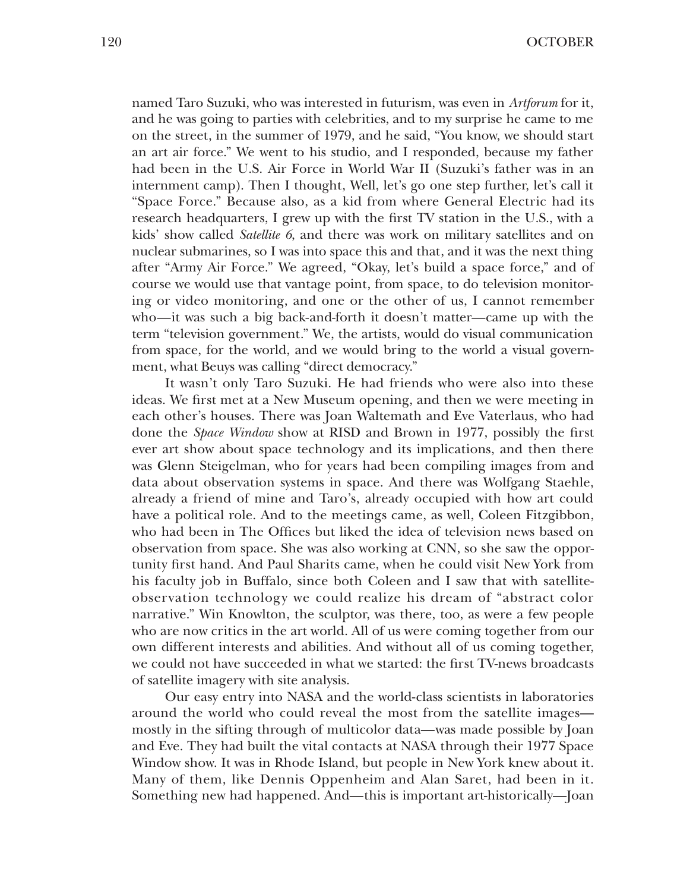named Taro Suzuki, who was interested in futurism, was even in *Artforum* for it, and he was going to parties with celebrities, and to my surprise he came to me on the street, in the summer of 1979, and he said, "You know, we should start an art air force." We went to his studio, and I responded, because my father had been in the U.S. Air Force in World War II (Suzuki's father was in an internment camp). Then I thought, Well, let's go one step further, let's call it "Space Force." Because also, as a kid from where General Electric had its research headquarters, I grew up with the first TV station in the U.S., with a kids' show called *Satellite 6*, and there was work on military satellites and on nuclear submarines, so I was into space this and that, and it was the next thing after "Army Air Force." We agreed, "Okay, let's build a space force," and of course we would use that vantage point, from space, to do television monitoring or video monitoring, and one or the other of us, I cannot remember who—it was such a big back-and-forth it doesn't matter—came up with the term "television government." We, the artists, would do visual communication from space, for the world, and we would bring to the world a visual government, what Beuys was calling "direct democracy."

It wasn't only Taro Suzuki. He had friends who were also into these ideas. We first met at a New Museum opening, and then we were meeting in each other's houses. There was Joan Waltemath and Eve Vaterlaus, who had done the *Space Window* show at RISD and Brown in 1977, possibly the first ever art show about space technology and its implications, and then there was Glenn Steigelman, who for years had been compiling images from and data about observation systems in space. And there was Wolfgang Staehle, already a friend of mine and Taro's, already occupied with how art could have a political role. And to the meetings came, as well, Coleen Fitzgibbon, who had been in The Offices but liked the idea of television news based on observation from space. She was also working at CNN, so she saw the opportunity first hand. And Paul Sharits came, when he could visit New York from his faculty job in Buffalo, since both Coleen and I saw that with satellite-observation technology we could realize his dream of "abstract color narrative." Win Knowlton, the sculptor, was there, too, as were a few people who are now critics in the art world. All of us were coming together from our own different interests and abilities. And without all of us coming together, we could not have succeeded in what we started: the first TV-news broadcasts of satellite imagery with site analysis.

Our easy entry into NASA and the world-class scientists in laboratories around the world who could reveal the most from the satellite images—mostly in the sifting through of multicolor data—was made possible by Joan and Eve. They had built the vital contacts at NASA through their 1977 Space Window show. It was in Rhode Island, but people in New York knew about it. Many of them, like Dennis Oppenheim and Alan Saret, had been in it. Something new had happened. And—this is important art-historically—Joan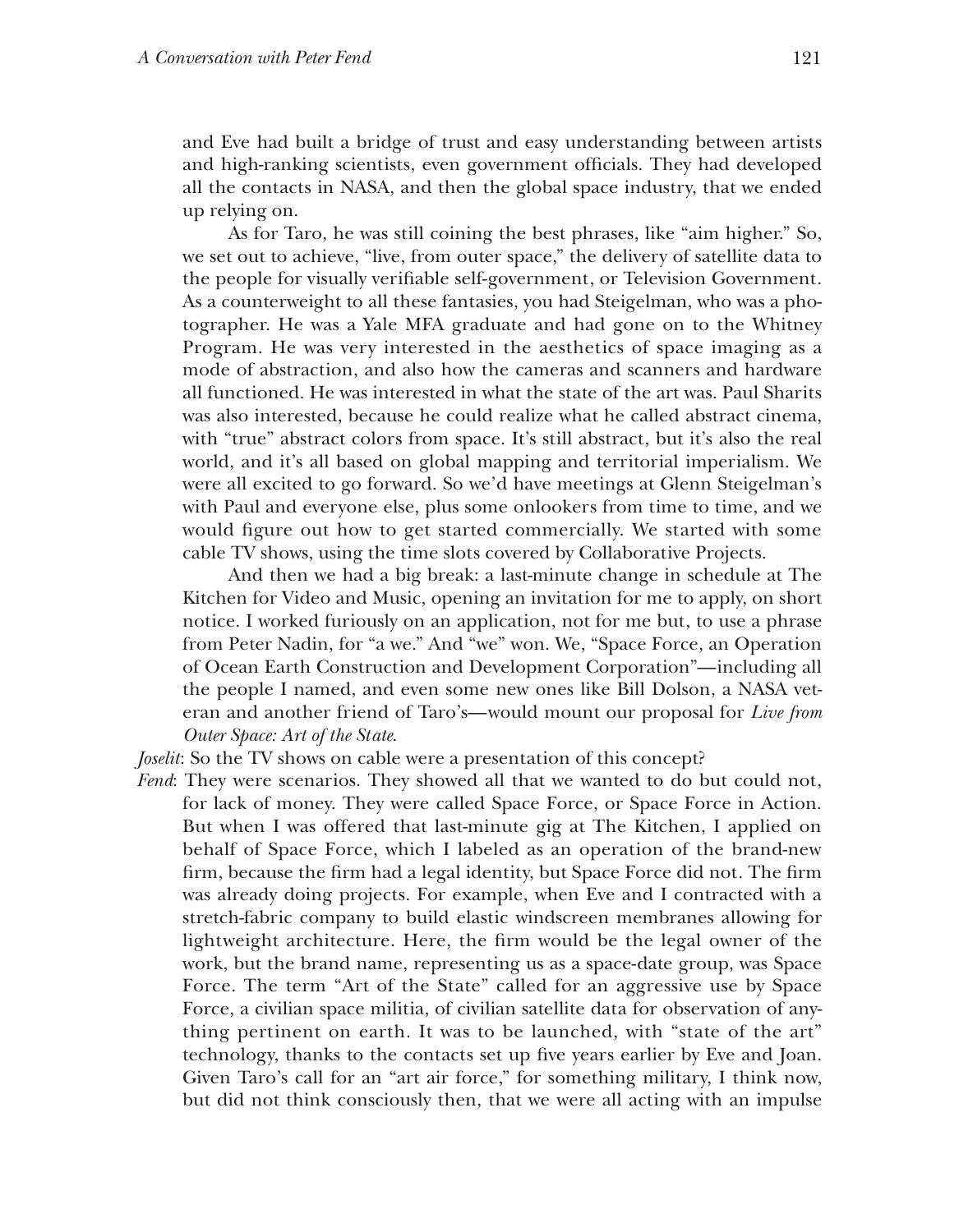and Eve had built a bridge of trust and easy understanding between artists and high-ranking scientists, even government officials. They had developed all the contacts in NASA, and then the global space industry, that we ended up relying on.

As for Taro, he was still coining the best phrases, like "aim higher." So, we set out to achieve, "live, from outer space," the delivery of satellite data to the people for visually verifiable self-government, or Television Government. As a counterweight to all these fantasies, you had Steigelman, who was a photographer. He was a Yale MFA graduate and had gone on to the Whitney Program. He was very interested in the aesthetics of space imaging as a mode of abstraction, and also how the cameras and scanners and hardware all functioned. He was interested in what the state of the art was. Paul Sharits was also interested, because he could realize what he called abstract cinema, with "true" abstract colors from space. It's still abstract, but it's also the real world, and it's all based on global mapping and territorial imperialism. We were all excited to go forward. So we'd have meetings at Glenn Steigelman's with Paul and everyone else, plus some onlookers from time to time, and we would figure out how to get started commercially. We started with some cable TV shows, using the time slots covered by Collaborative Projects.

And then we had a big break: a last-minute change in schedule at The Kitchen for Video and Music, opening an invitation for me to apply, on short notice. I worked furiously on an application, not for me but, to use a phrase from Peter Nadin, for "a we." And "we" won. We, "Space Force, an Operation of Ocean Earth Construction and Development Corporation"—including all the people I named, and even some new ones like Bill Dolson, a NASA veteran and another friend of Taro's—would mount our proposal for *Live from Outer Space: Art of the State*.

*Joselit*: So the TV shows on cable were a presentation of this concept?

*Fend*: They were scenarios. They showed all that we wanted to do but could not, for lack of money. They were called Space Force, or Space Force in Action. But when I was offered that last-minute gig at The Kitchen, I applied on behalf of Space Force, which I labeled as an operation of the brand-new firm, because the firm had a legal identity, but Space Force did not. The firm was already doing projects. For example, when Eve and I contracted with a stretch-fabric company to build elastic windscreen membranes allowing for lightweight architecture. Here, the firm would be the legal owner of the work, but the brand name, representing us as a space-date group, was Space Force. The term "Art of the State" called for an aggressive use by Space Force, a civilian space militia, of civilian satellite data for observation of anything pertinent on earth. It was to be launched, with "state of the art" technology, thanks to the contacts set up five years earlier by Eve and Joan. Given Taro's call for an "art air force," for something military, I think now, but did not think consciously then, that we were all acting with an impulse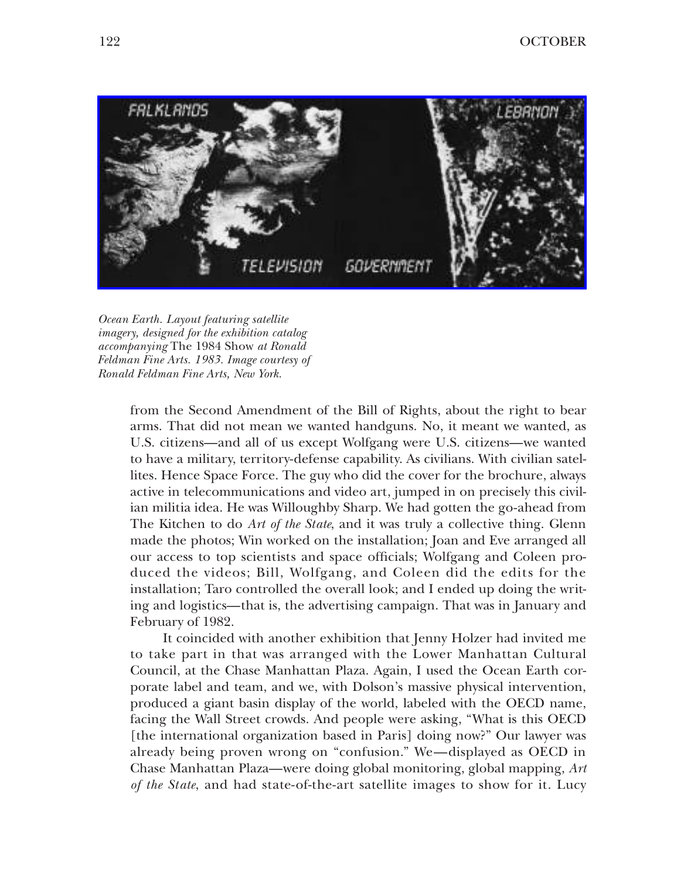*Ocean Earth. Layout featuring satellite imagery, designed for the exhibition catalog accompanying* The 1984 Show *at Ronald Feldman Fine Arts. 1983. Image courtesy of Ronald Feldman Fine Arts, New York.*

from the Second Amendment of the Bill of Rights, about the right to bear arms. That did not mean we wanted handguns. No, it meant we wanted, as U.S. citizens—and all of us except Wolfgang were U.S. citizens—we wanted to have a military, territory-defense capability. As civilians. With civilian satellites. Hence Space Force. The guy who did the cover for the brochure, always active in telecommunications and video art, jumped in on precisely this civilian militia idea. He was Willoughby Sharp. We had gotten the go-ahead from The Kitchen to do *Art of the State*, and it was truly a collective thing. Glenn made the photos; Win worked on the installation; Joan and Eve arranged all our access to top scientists and space officials; Wolfgang and Coleen produced the videos; Bill, Wolfgang, and Coleen did the edits for the installation; Taro controlled the overall look; and I ended up doing the writing and logistics—that is, the advertising campaign. That was in January and February of 1982.

It coincided with another exhibition that Jenny Holzer had invited me to take part in that was arranged with the Lower Manhattan Cultural Council, at the Chase Manhattan Plaza. Again, I used the Ocean Earth corporate label and team, and we, with Dolson's massive physical intervention, produced a giant basin display of the world, labeled with the OECD name, facing the Wall Street crowds. And people were asking, "What is this OECD [the international organization based in Paris] doing now?" Our lawyer was already being proven wrong on "confusion." We—displayed as OECD in Chase Manhattan Plaza—were doing global monitoring, global mapping, *Art of the State*, and had state-of-the-art satellite images to show for it. Lucy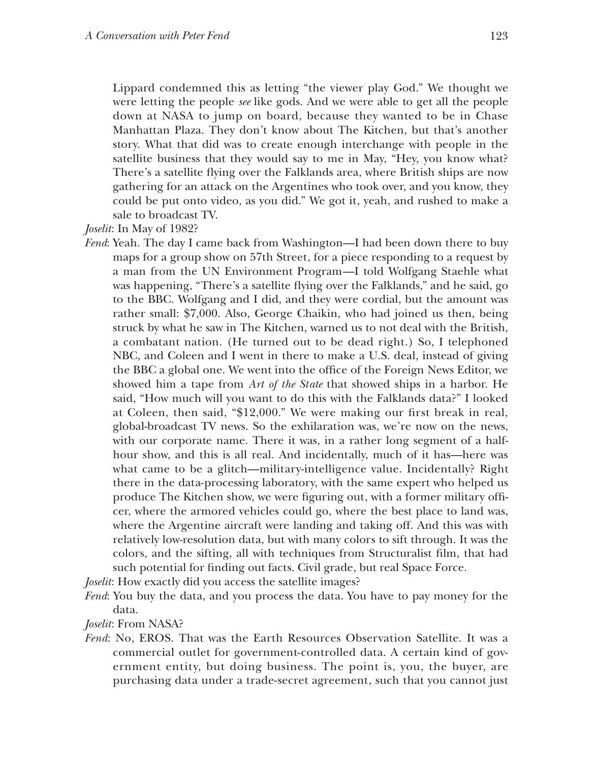Lippard condemned this as letting "the viewer play God." We thought we were letting the people *see* like gods. And we were able to get all the people down at NASA to jump on board, because they wanted to be in Chase Manhattan Plaza. They don't know about The Kitchen, but that's another story. What that did was to create enough interchange with people in the satellite business that they would say to me in May, "Hey, you know what? There's a satellite flying over the Falklands area, where British ships are now gathering for an attack on the Argentines who took over, and you know, they could be put onto video, as you did." We got it, yeah, and rushed to make a sale to broadcast TV.

*Joselit*: In May of 1982?

*Fend*: Yeah. The day I came back from Washington—I had been down there to buy maps for a group show on 57th Street, for a piece responding to a request by a man from the UN Environment Program—I told Wolfgang Staehle what was happening, "There's a satellite flying over the Falklands," and he said, go to the BBC. Wolfgang and I did, and they were cordial, but the amount was rather small: $7,000. Also, George Chaikin, who had joined us then, being struck by what he saw in The Kitchen, warned us to not deal with the British, a combatant nation. (He turned out to be dead right.) So, I telephoned NBC, and Coleen and I went in there to make a U.S. deal, instead of giving the BBC a global one. We went into the office of the Foreign News Editor, we showed him a tape from *Art of the State* that showed ships in a harbor. He said, "How much will you want to do this with the Falklands data?" I looked at Coleen, then said, "$12,000." We were making our first break in real, global-broadcast TV news. So the exhilaration was, we're now on the news, with our corporate name. There it was, in a rather long segment of a half-hour show, and this is all real. And incidentally, much of it has—here was what came to be a glitch—military-intelligence value. Incidentally? Right there in the data-processing laboratory, with the same expert who helped us produce The Kitchen show, we were figuring out, with a former military officer, where the armored vehicles could go, where the best place to land was, where the Argentine aircraft were landing and taking off. And this was with relatively low-resolution data, but with many colors to sift through. It was the colors, and the sifting, all with techniques from Structuralist film, that had such potential for finding out facts. Civil grade, but real Space Force.

*Joselit*: How exactly did you access the satellite images?

*Fend*: You buy the data, and you process the data. You have to pay money for the data.

*Joselit*: From NASA?

*Fend*: No, EROS. That was the Earth Resources Observation Satellite. It was a commercial outlet for government-controlled data. A certain kind of government entity, but doing business. The point is, you, the buyer, are purchasing data under a trade-secret agreement, such that you cannot just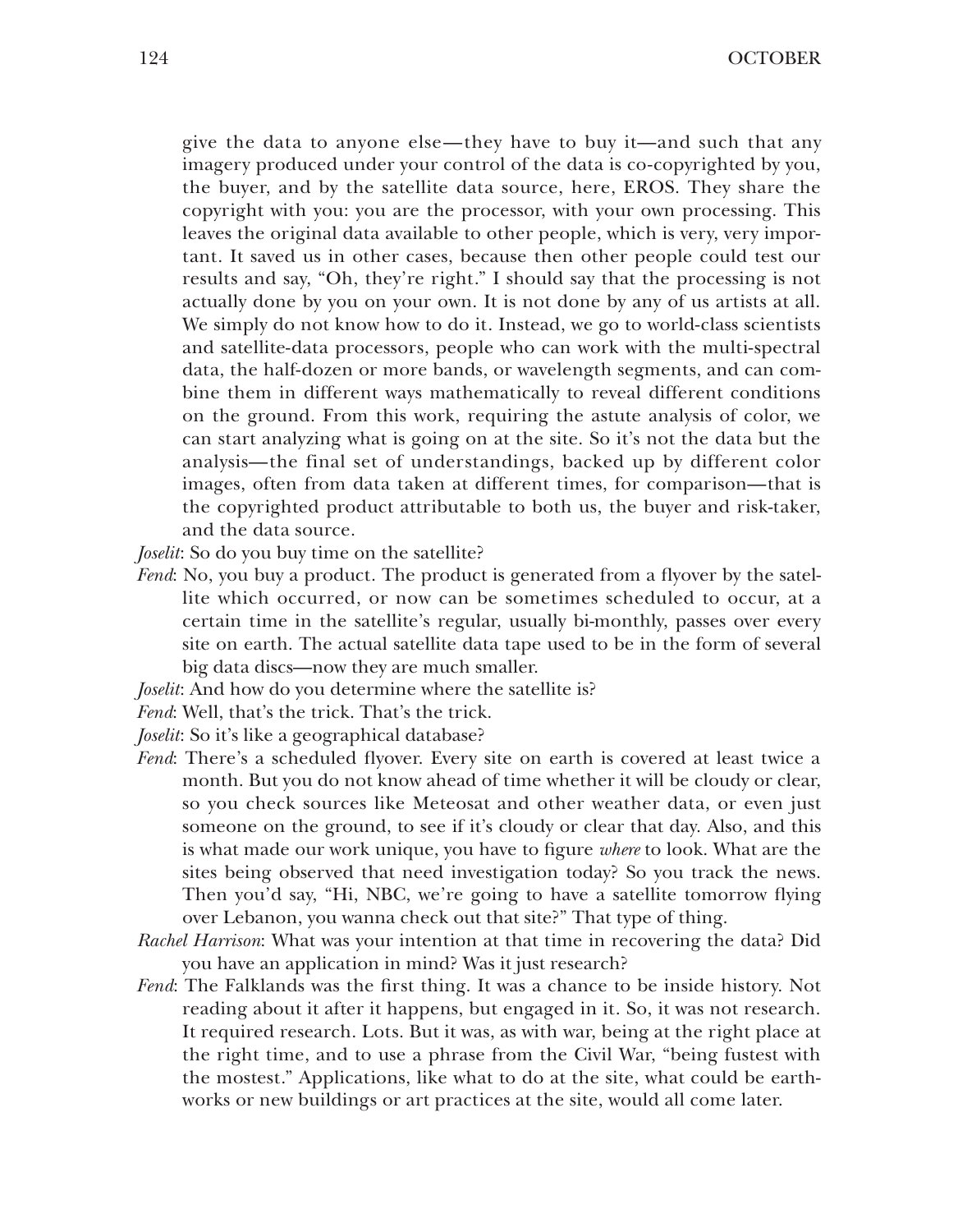give the data to anyone else—they have to buy it—and such that any imagery produced under your control of the data is co-copyrighted by you, the buyer, and by the satellite data source, here, EROS. They share the copyright with you: you are the processor, with your own processing. This leaves the original data available to other people, which is very, very important. It saved us in other cases, because then other people could test our results and say, "Oh, they're right." I should say that the processing is not actually done by you on your own. It is not done by any of us artists at all. We simply do not know how to do it. Instead, we go to world-class scientists and satellite-data processors, people who can work with the multi-spectral data, the half-dozen or more bands, or wavelength segments, and can combine them in different ways mathematically to reveal different conditions on the ground. From this work, requiring the astute analysis of color, we can start analyzing what is going on at the site. So it's not the data but the analysis—the final set of understandings, backed up by different color images, often from data taken at different times, for comparison—that is the copyrighted product attributable to both us, the buyer and risk-taker, and the data source.

*Joselit*: So do you buy time on the satellite?

*Fend*: No, you buy a product. The product is generated from a flyover by the satellite which occurred, or now can be sometimes scheduled to occur, at a certain time in the satellite's regular, usually bi-monthly, passes over every site on earth. The actual satellite data tape used to be in the form of several big data discs—now they are much smaller.

*Joselit*: And how do you determine where the satellite is?

*Fend*: Well, that's the trick. That's the trick.

*Joselit*: So it's like a geographical database?

*Fend*: There's a scheduled flyover. Every site on earth is covered at least twice a month. But you do not know ahead of time whether it will be cloudy or clear, so you check sources like Meteosat and other weather data, or even just someone on the ground, to see if it's cloudy or clear that day. Also, and this is what made our work unique, you have to figure *where* to look. What are the sites being observed that need investigation today? So you track the news. Then you'd say, "Hi, NBC, we're going to have a satellite tomorrow flying over Lebanon, you wanna check out that site?" That type of thing.

*Rachel Harrison*: What was your intention at that time in recovering the data? Did you have an application in mind? Was it just research?

*Fend*: The Falklands was the first thing. It was a chance to be inside history. Not reading about it after it happens, but engaged in it. So, it was not research. It required research. Lots. But it was, as with war, being at the right place at the right time, and to use a phrase from the Civil War, "being fustest with the mostest." Applications, like what to do at the site, what could be earthworks or new buildings or art practices at the site, would all come later.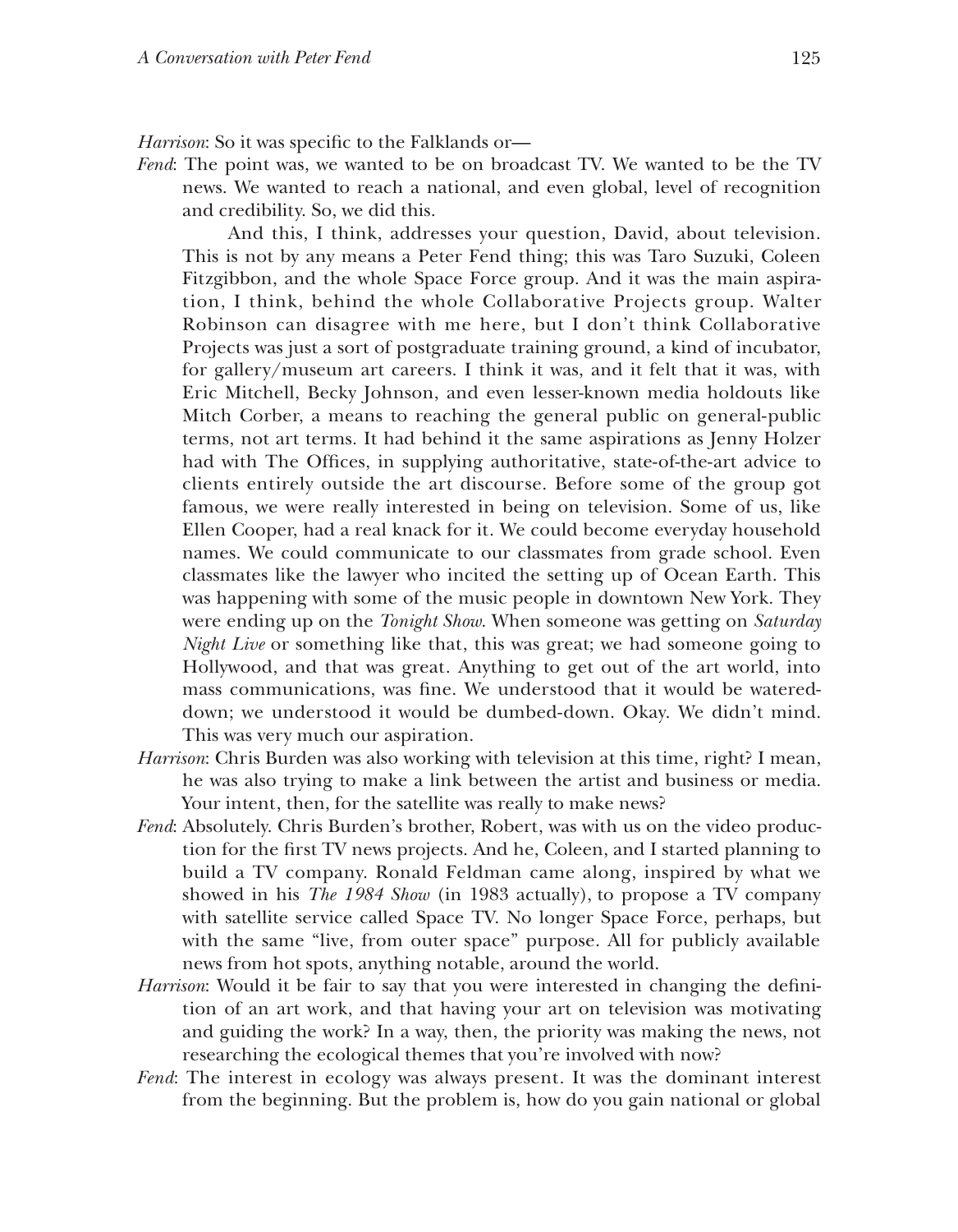*Harrison*: So it was specific to the Falklands or—

*Fend*: The point was, we wanted to be on broadcast TV. We wanted to be the TV news. We wanted to reach a national, and even global, level of recognition and credibility. So, we did this.

And this, I think, addresses your question, David, about television. This is not by any means a Peter Fend thing; this was Taro Suzuki, Coleen Fitzgibbon, and the whole Space Force group. And it was the main aspiration, I think, behind the whole Collaborative Projects group. Walter Robinson can disagree with me here, but I don't think Collaborative Projects was just a sort of postgraduate training ground, a kind of incubator, for gallery/museum art careers. I think it was, and it felt that it was, with Eric Mitchell, Becky Johnson, and even lesser-known media holdouts like Mitch Corber, a means to reaching the general public on general-public terms, not art terms. It had behind it the same aspirations as Jenny Holzer had with The Offices, in supplying authoritative, state-of-the-art advice to clients entirely outside the art discourse. Before some of the group got famous, we were really interested in being on television. Some of us, like Ellen Cooper, had a real knack for it. We could become everyday household names. We could communicate to our classmates from grade school. Even classmates like the lawyer who incited the setting up of Ocean Earth. This was happening with some of the music people in downtown New York. They were ending up on the *Tonight Show*. When someone was getting on *Saturday Night Live* or something like that, this was great; we had someone going to Hollywood, and that was great. Anything to get out of the art world, into mass communications, was fine. We understood that it would be watered-down; we understood it would be dumbed-down. Okay. We didn't mind. This was very much our aspiration.

*Harrison*: Chris Burden was also working with television at this time, right? I mean, he was also trying to make a link between the artist and business or media. Your intent, then, for the satellite was really to make news?

*Fend*: Absolutely. Chris Burden's brother, Robert, was with us on the video production for the first TV news projects. And he, Coleen, and I started planning to build a TV company. Ronald Feldman came along, inspired by what we showed in his *The 1984 Show* (in 1983 actually), to propose a TV company with satellite service called Space TV. No longer Space Force, perhaps, but with the same "live, from outer space" purpose. All for publicly available news from hot spots, anything notable, around the world.

*Harrison*: Would it be fair to say that you were interested in changing the definition of an art work, and that having your art on television was motivating and guiding the work? In a way, then, the priority was making the news, not researching the ecological themes that you're involved with now?

*Fend*: The interest in ecology was always present. It was the dominant interest from the beginning. But the problem is, how do you gain national or global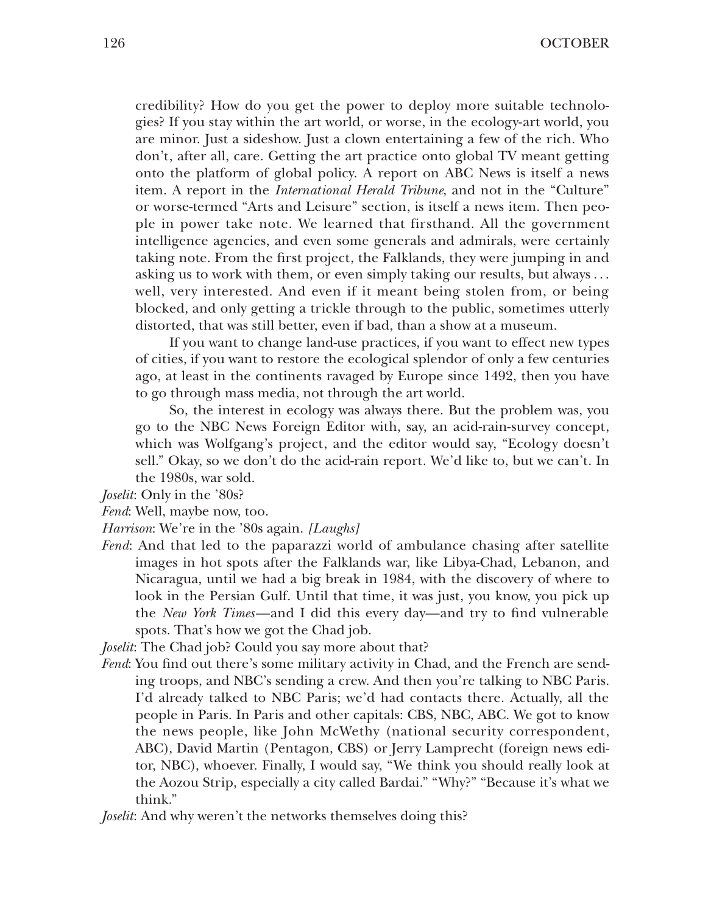credibility? How do you get the power to deploy more suitable technologies? If you stay within the art world, or worse, in the ecology-art world, you are minor. Just a sideshow. Just a clown entertaining a few of the rich. Who don't, after all, care. Getting the art practice onto global TV meant getting onto the platform of global policy. A report on ABC News is itself a news item. A report in the *International Herald Tribune*, and not in the "Culture" or worse-termed "Arts and Leisure" section, is itself a news item. Then people in power take note. We learned that firsthand. All the government intelligence agencies, and even some generals and admirals, were certainly taking note. From the first project, the Falklands, they were jumping in and asking us to work with them, or even simply taking our results, but always . . . well, very interested. And even if it meant being stolen from, or being blocked, and only getting a trickle through to the public, sometimes utterly distorted, that was still better, even if bad, than a show at a museum.

If you want to change land-use practices, if you want to effect new types of cities, if you want to restore the ecological splendor of only a few centuries ago, at least in the continents ravaged by Europe since 1492, then you have to go through mass media, not through the art world.

So, the interest in ecology was always there. But the problem was, you go to the NBC News Foreign Editor with, say, an acid-rain-survey concept, which was Wolfgang's project, and the editor would say, "Ecology doesn't sell." Okay, so we don't do the acid-rain report. We'd like to, but we can't. In the 1980s, war sold.

*Joselit*: Only in the '80s?

*Fend*: Well, maybe now, too.

*Harrison*: We're in the '80s again. *[Laughs]*

*Fend*: And that led to the paparazzi world of ambulance chasing after satellite images in hot spots after the Falklands war, like Libya-Chad, Lebanon, and Nicaragua, until we had a big break in 1984, with the discovery of where to look in the Persian Gulf. Until that time, it was just, you know, you pick up the *New York Times*—and I did this every day—and try to find vulnerable spots. That's how we got the Chad job.

*Joselit*: The Chad job? Could you say more about that?

*Fend*: You find out there's some military activity in Chad, and the French are sending troops, and NBC's sending a crew. And then you're talking to NBC Paris. I'd already talked to NBC Paris; we'd had contacts there. Actually, all the people in Paris. In Paris and other capitals: CBS, NBC, ABC. We got to know the news people, like John McWethy (national security correspondent, ABC), David Martin (Pentagon, CBS) or Jerry Lamprecht (foreign news editor, NBC), whoever. Finally, I would say, "We think you should really look at the Aozou Strip, especially a city called Bardai." "Why?" "Because it's what we think."

*Joselit*: And why weren't the networks themselves doing this?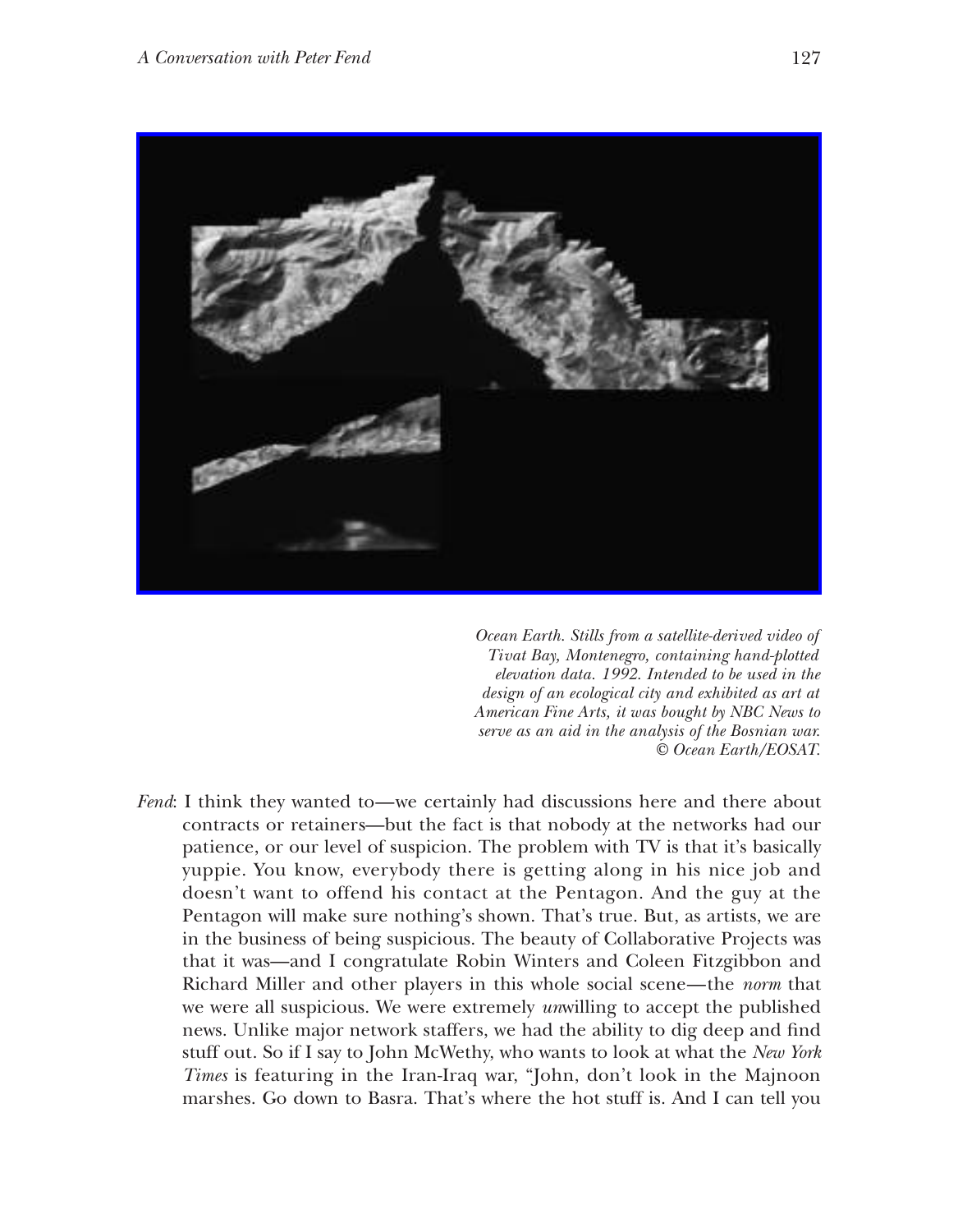*Ocean Earth. Stills from a satellite-derived video of Tivat Bay, Montenegro, containing hand-plotted elevation data. 1992. Intended to be used in the design of an ecological city and exhibited as art at American Fine Arts, it was bought by NBC News to serve as an aid in the analysis of the Bosnian war. © Ocean Earth/EOSAT.*

*Fend*: I think they wanted to—we certainly had discussions here and there about contracts or retainers—but the fact is that nobody at the networks had our patience, or our level of suspicion. The problem with TV is that it's basically yuppie. You know, everybody there is getting along in his nice job and doesn't want to offend his contact at the Pentagon. And the guy at the Pentagon will make sure nothing's shown. That's true. But, as artists, we are in the business of being suspicious. The beauty of Collaborative Projects was that it was—and I congratulate Robin Winters and Coleen Fitzgibbon and Richard Miller and other players in this whole social scene—the *norm* that we were all suspicious. We were extremely *un*willing to accept the published news. Unlike major network staffers, we had the ability to dig deep and find stuff out. So if I say to John McWethy, who wants to look at what the *New York Times* is featuring in the Iran-Iraq war, "John, don't look in the Majnoon marshes. Go down to Basra. That's where the hot stuff is. And I can tell you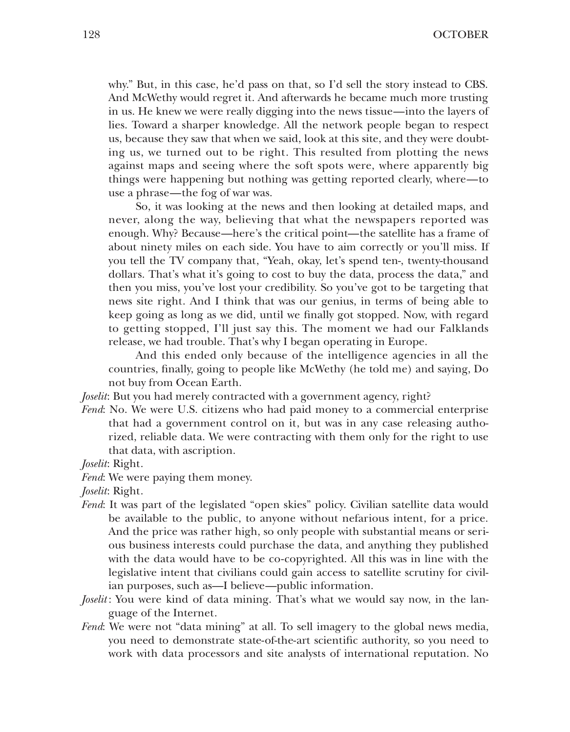why." But, in this case, he'd pass on that, so I'd sell the story instead to CBS. And McWethy would regret it. And afterwards he became much more trusting in us. He knew we were really digging into the news tissue—into the layers of lies. Toward a sharper knowledge. All the network people began to respect us, because they saw that when we said, look at this site, and they were doubting us, we turned out to be right. This resulted from plotting the news against maps and seeing where the soft spots were, where apparently big things were happening but nothing was getting reported clearly, where—to use a phrase—the fog of war was.

So, it was looking at the news and then looking at detailed maps, and never, along the way, believing that what the newspapers reported was enough. Why? Because—here's the critical point—the satellite has a frame of about ninety miles on each side. You have to aim correctly or you'll miss. If you tell the TV company that, "Yeah, okay, let's spend ten-, twenty-thousand dollars. That's what it's going to cost to buy the data, process the data," and then you miss, you've lost your credibility. So you've got to be targeting that news site right. And I think that was our genius, in terms of being able to keep going as long as we did, until we finally got stopped. Now, with regard to getting stopped, I'll just say this. The moment we had our Falklands release, we had trouble. That's why I began operating in Europe.

And this ended only because of the intelligence agencies in all the countries, finally, going to people like McWethy (he told me) and saying, Do not buy from Ocean Earth.

*Joselit*: But you had merely contracted with a government agency, right?

*Fend*: No. We were U.S. citizens who had paid money to a commercial enterprise that had a government control on it, but was in any case releasing authorized, reliable data. We were contracting with them only for the right to use that data, with ascription.

*Joselit*: Right.

*Fend*: We were paying them money.

*Joselit*: Right.

*Fend*: It was part of the legislated "open skies" policy. Civilian satellite data would be available to the public, to anyone without nefarious intent, for a price. And the price was rather high, so only people with substantial means or serious business interests could purchase the data, and anything they published with the data would have to be co-copyrighted. All this was in line with the legislative intent that civilians could gain access to satellite scrutiny for civilian purposes, such as—I believe—public information.

*Joselit*: You were kind of data mining. That's what we would say now, in the language of the Internet.

*Fend*: We were not "data mining" at all. To sell imagery to the global news media, you need to demonstrate state-of-the-art scientific authority, so you need to work with data processors and site analysts of international reputation. No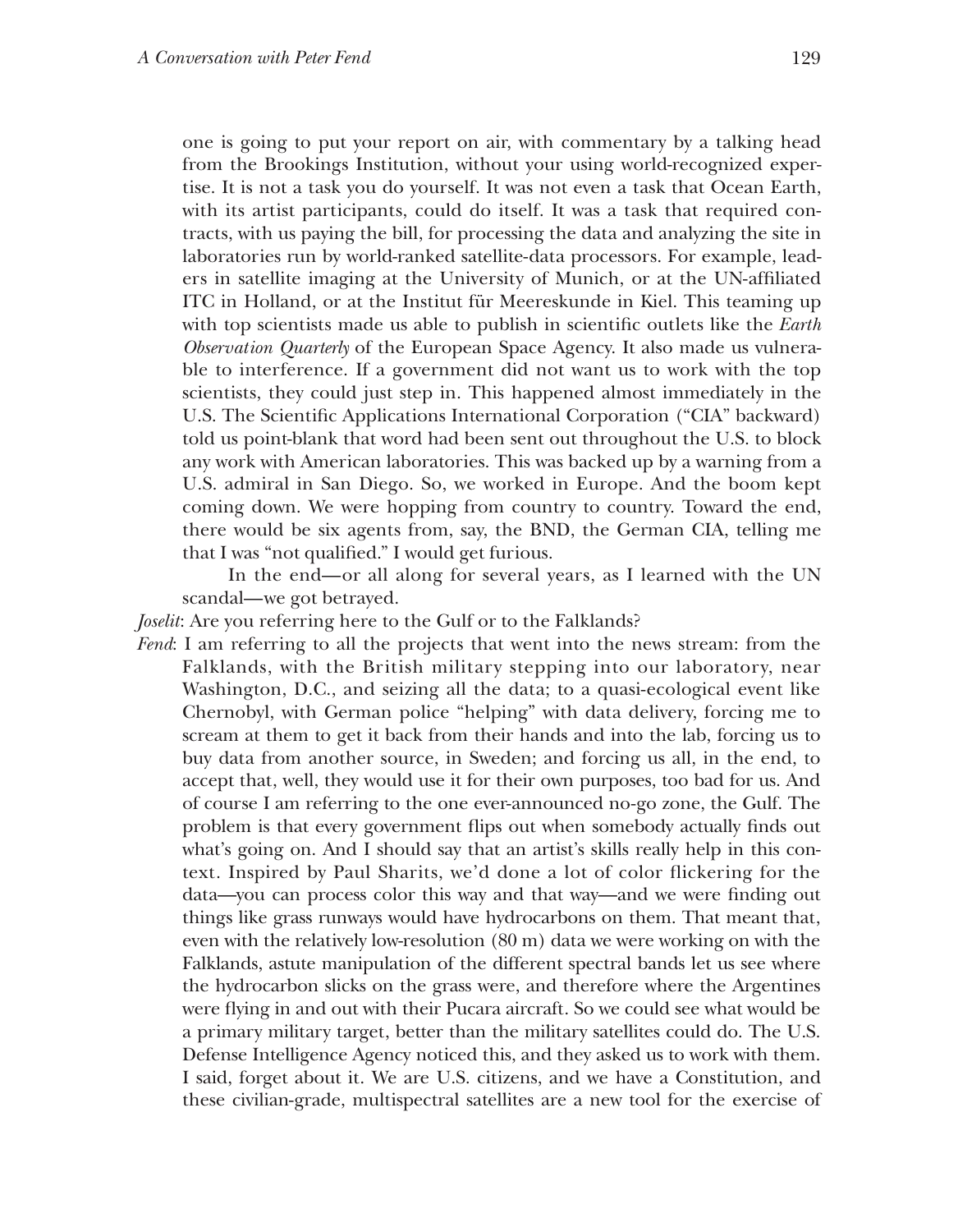one is going to put your report on air, with commentary by a talking head from the Brookings Institution, without your using world-recognized expertise. It is not a task you do yourself. It was not even a task that Ocean Earth, with its artist participants, could do itself. It was a task that required contracts, with us paying the bill, for processing the data and analyzing the site in laboratories run by world-ranked satellite-data processors. For example, leaders in satellite imaging at the University of Munich, or at the UN-affiliated ITC in Holland, or at the Institut für Meereskunde in Kiel. This teaming up with top scientists made us able to publish in scientific outlets like the *Earth Observation Quarterly* of the European Space Agency. It also made us vulnerable to interference. If a government did not want us to work with the top scientists, they could just step in. This happened almost immediately in the U.S. The Scientific Applications International Corporation ("CIA" backward) told us point-blank that word had been sent out throughout the U.S. to block any work with American laboratories. This was backed up by a warning from a U.S. admiral in San Diego. So, we worked in Europe. And the boom kept coming down. We were hopping from country to country. Toward the end, there would be six agents from, say, the BND, the German CIA, telling me that I was "not qualified." I would get furious.

In the end—or all along for several years, as I learned with the UN scandal—we got betrayed.

*Joselit*: Are you referring here to the Gulf or to the Falklands?

*Fend*: I am referring to all the projects that went into the news stream: from the Falklands, with the British military stepping into our laboratory, near Washington, D.C., and seizing all the data; to a quasi-ecological event like Chernobyl, with German police "helping" with data delivery, forcing me to scream at them to get it back from their hands and into the lab, forcing us to buy data from another source, in Sweden; and forcing us all, in the end, to accept that, well, they would use it for their own purposes, too bad for us. And of course I am referring to the one ever-announced no-go zone, the Gulf. The problem is that every government flips out when somebody actually finds out what's going on. And I should say that an artist's skills really help in this context. Inspired by Paul Sharits, we'd done a lot of color flickering for the data—you can process color this way and that way—and we were finding out things like grass runways would have hydrocarbons on them. That meant that, even with the relatively low-resolution (80 m) data we were working on with the Falklands, astute manipulation of the different spectral bands let us see where the hydrocarbon slicks on the grass were, and therefore where the Argentines were flying in and out with their Pucara aircraft. So we could see what would be a primary military target, better than the military satellites could do. The U.S. Defense Intelligence Agency noticed this, and they asked us to work with them. I said, forget about it. We are U.S. citizens, and we have a Constitution, and these civilian-grade, multispectral satellites are a new tool for the exercise of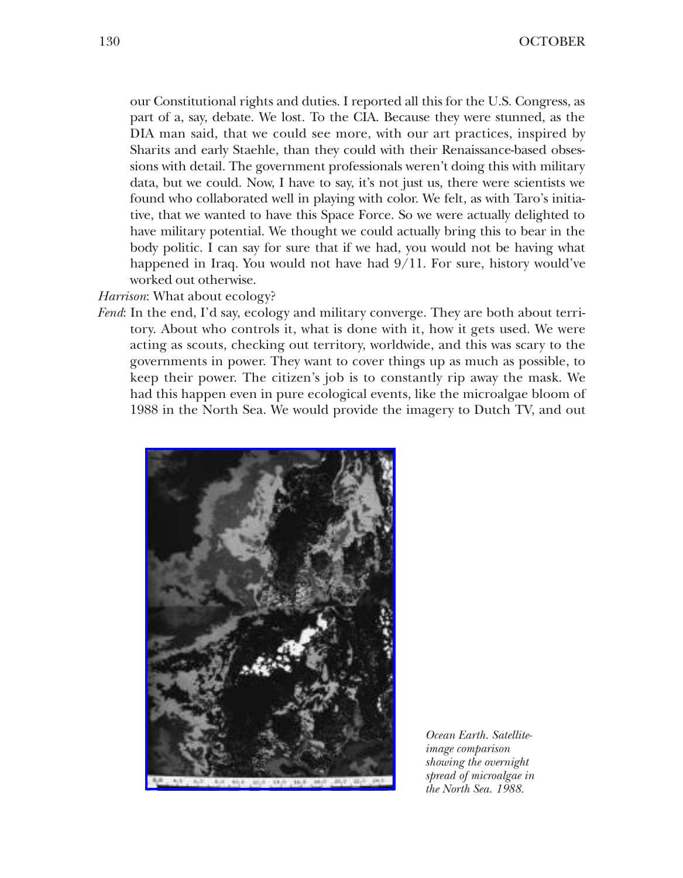our Constitutional rights and duties. I reported all this for the U.S. Congress, as part of a, say, debate. We lost. To the CIA. Because they were stunned, as the DIA man said, that we could see more, with our art practices, inspired by Sharits and early Staehle, than they could with their Renaissance-based obsessions with detail. The government professionals weren't doing this with military data, but we could. Now, I have to say, it's not just us, there were scientists we found who collaborated well in playing with color. We felt, as with Taro's initiative, that we wanted to have this Space Force. So we were actually delighted to have military potential. We thought we could actually bring this to bear in the body politic. I can say for sure that if we had, you would not be having what happened in Iraq. You would not have had 9/11. For sure, history would've worked out otherwise.

*Harrison*: What about ecology?

*Fend*: In the end, I'd say, ecology and military converge. They are both about territory. About who controls it, what is done with it, how it gets used. We were acting as scouts, checking out territory, worldwide, and this was scary to the governments in power. They want to cover things up as much as possible, to keep their power. The citizen's job is to constantly rip away the mask. We had this happen even in pure ecological events, like the microalgae bloom of 1988 in the North Sea. We would provide the imagery to Dutch TV, and out

*Ocean Earth. Satellite-image comparison showing the overnight spread of microalgae in the North Sea. 1988.*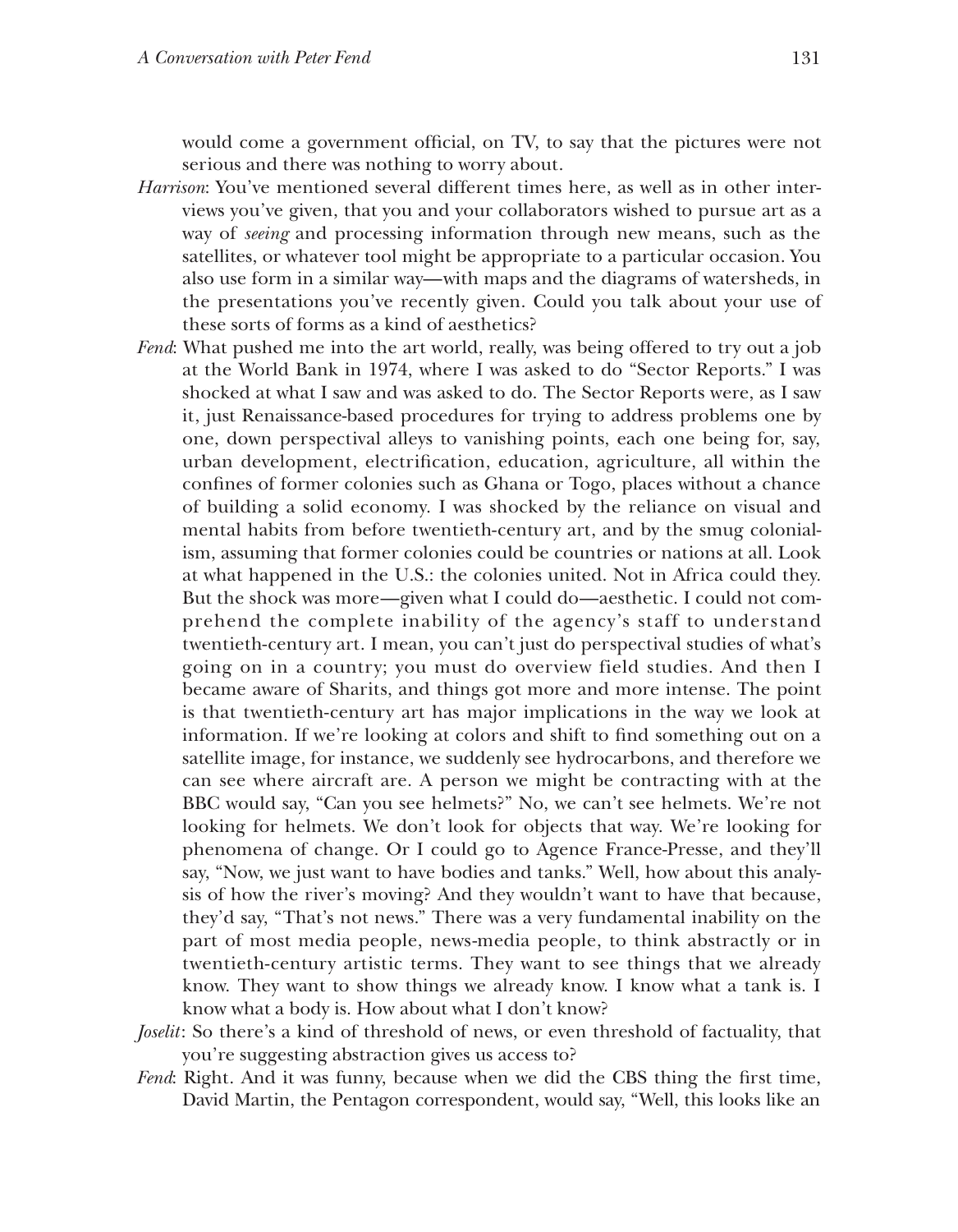would come a government official, on TV, to say that the pictures were not serious and there was nothing to worry about.

*Harrison*: You've mentioned several different times here, as well as in other interviews you've given, that you and your collaborators wished to pursue art as a way of *seeing* and processing information through new means, such as the satellites, or whatever tool might be appropriate to a particular occasion. You also use form in a similar way—with maps and the diagrams of watersheds, in the presentations you've recently given. Could you talk about your use of these sorts of forms as a kind of aesthetics?

*Fend*: What pushed me into the art world, really, was being offered to try out a job at the World Bank in 1974, where I was asked to do "Sector Reports." I was shocked at what I saw and was asked to do. The Sector Reports were, as I saw it, just Renaissance-based procedures for trying to address problems one by one, down perspectival alleys to vanishing points, each one being for, say, urban development, electrification, education, agriculture, all within the confines of former colonies such as Ghana or Togo, places without a chance of building a solid economy. I was shocked by the reliance on visual and mental habits from before twentieth-century art, and by the smug colonialism, assuming that former colonies could be countries or nations at all. Look at what happened in the U.S.: the colonies united. Not in Africa could they. But the shock was more—given what I could do—aesthetic. I could not comprehend the complete inability of the agency's staff to understand twentieth-century art. I mean, you can't just do perspectival studies of what's going on in a country; you must do overview field studies. And then I became aware of Sharits, and things got more and more intense. The point is that twentieth-century art has major implications in the way we look at information. If we're looking at colors and shift to find something out on a satellite image, for instance, we suddenly see hydrocarbons, and therefore we can see where aircraft are. A person we might be contracting with at the BBC would say, "Can you see helmets?" No, we can't see helmets. We're not looking for helmets. We don't look for objects that way. We're looking for phenomena of change. Or I could go to Agence France-Presse, and they'll say, "Now, we just want to have bodies and tanks." Well, how about this analysis of how the river's moving? And they wouldn't want to have that because, they'd say, "That's not news." There was a very fundamental inability on the part of most media people, news-media people, to think abstractly or in twentieth-century artistic terms. They want to see things that we already know. They want to show things we already know. I know what a tank is. I know what a body is. How about what I don't know?

*Joselit*: So there's a kind of threshold of news, or even threshold of factuality, that you're suggesting abstraction gives us access to?

*Fend*: Right. And it was funny, because when we did the CBS thing the first time, David Martin, the Pentagon correspondent, would say, "Well, this looks like an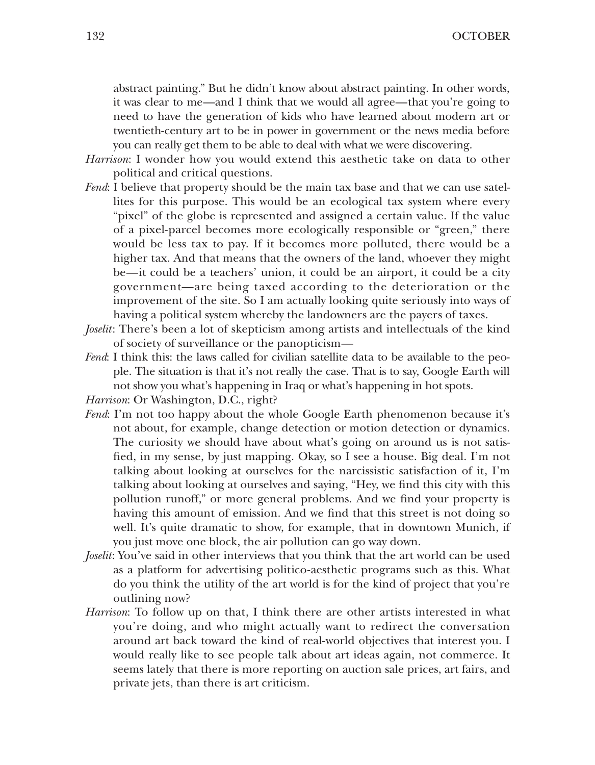abstract painting." But he didn't know about abstract painting. In other words, it was clear to me—and I think that we would all agree—that you're going to need to have the generation of kids who have learned about modern art or twentieth-century art to be in power in government or the news media before you can really get them to be able to deal with what we were discovering.

*Harrison*: I wonder how you would extend this aesthetic take on data to other political and critical questions.

*Fend*: I believe that property should be the main tax base and that we can use satellites for this purpose. This would be an ecological tax system where every "pixel" of the globe is represented and assigned a certain value. If the value of a pixel-parcel becomes more ecologically responsible or "green," there would be less tax to pay. If it becomes more polluted, there would be a higher tax. And that means that the owners of the land, whoever they might be—it could be a teachers' union, it could be an airport, it could be a city government—are being taxed according to the deterioration or the improvement of the site. So I am actually looking quite seriously into ways of having a political system whereby the landowners are the payers of taxes.

*Joselit*: There's been a lot of skepticism among artists and intellectuals of the kind of society of surveillance or the panopticism—

*Fend*: I think this: the laws called for civilian satellite data to be available to the people. The situation is that it's not really the case. That is to say, Google Earth will not show you what's happening in Iraq or what's happening in hot spots.

*Harrison*: Or Washington, D.C., right?

*Fend*: I'm not too happy about the whole Google Earth phenomenon because it's not about, for example, change detection or motion detection or dynamics. The curiosity we should have about what's going on around us is not satisfied, in my sense, by just mapping. Okay, so I see a house. Big deal. I'm not talking about looking at ourselves for the narcissistic satisfaction of it, I'm talking about looking at ourselves and saying, "Hey, we find this city with this pollution runoff," or more general problems. And we find your property is having this amount of emission. And we find that this street is not doing so well. It's quite dramatic to show, for example, that in downtown Munich, if you just move one block, the air pollution can go way down.

*Joselit*: You've said in other interviews that you think that the art world can be used as a platform for advertising politico-aesthetic programs such as this. What do you think the utility of the art world is for the kind of project that you're outlining now?

*Harrison*: To follow up on that, I think there are other artists interested in what you're doing, and who might actually want to redirect the conversation around art back toward the kind of real-world objectives that interest you. I would really like to see people talk about art ideas again, not commerce. It seems lately that there is more reporting on auction sale prices, art fairs, and private jets, than there is art criticism.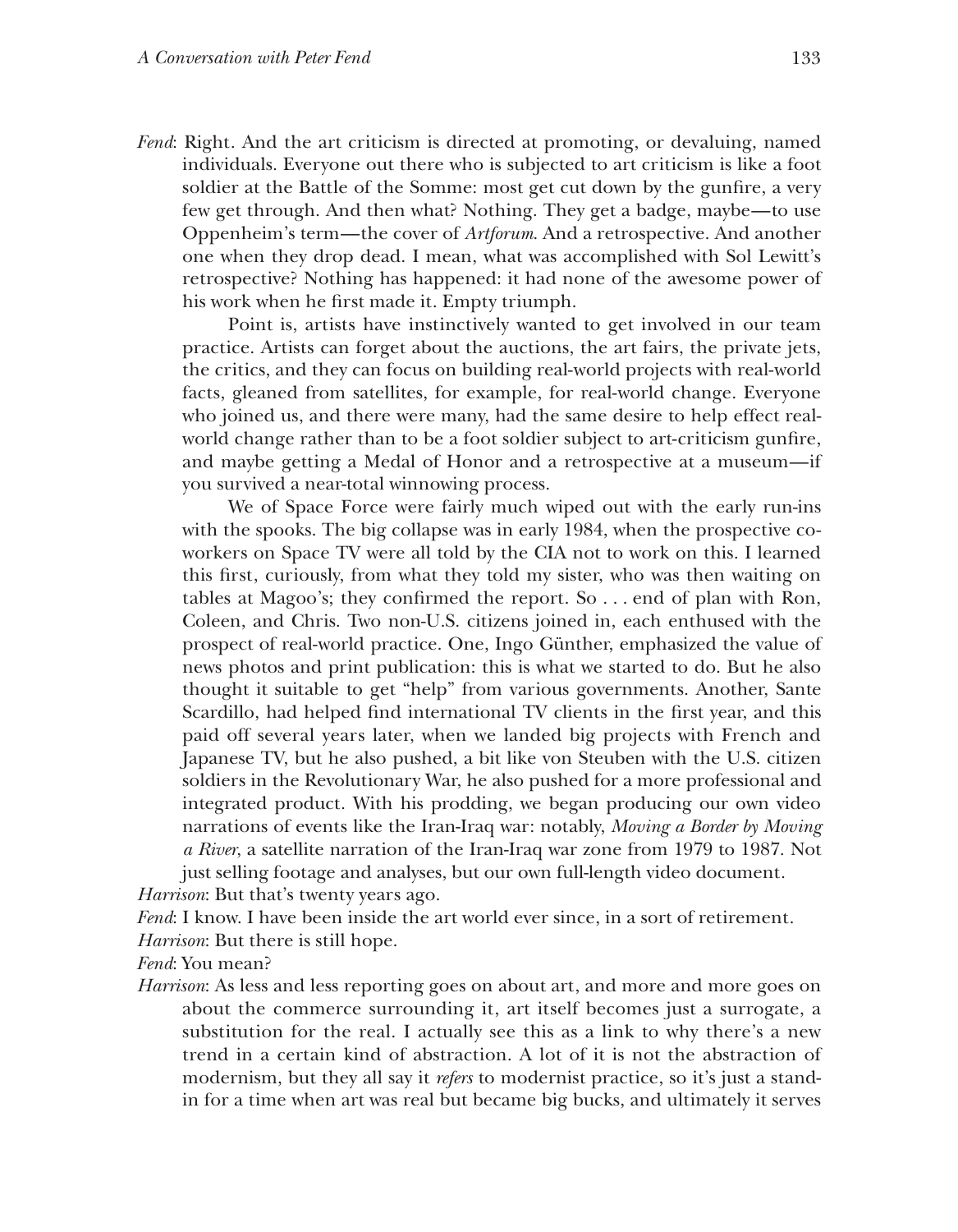*Fend*: Right. And the art criticism is directed at promoting, or devaluing, named individuals. Everyone out there who is subjected to art criticism is like a foot soldier at the Battle of the Somme: most get cut down by the gunfire, a very few get through. And then what? Nothing. They get a badge, maybe—to use Oppenheim's term—the cover of *Artforum*. And a retrospective. And another one when they drop dead. I mean, what was accomplished with Sol Lewitt's retrospective? Nothing has happened: it had none of the awesome power of his work when he first made it. Empty triumph.

Point is, artists have instinctively wanted to get involved in our team practice. Artists can forget about the auctions, the art fairs, the private jets, the critics, and they can focus on building real-world projects with real-world facts, gleaned from satellites, for example, for real-world change. Everyone who joined us, and there were many, had the same desire to help effect real-world change rather than to be a foot soldier subject to art-criticism gunfire, and maybe getting a Medal of Honor and a retrospective at a museum—if you survived a near-total winnowing process.

We of Space Force were fairly much wiped out with the early run-ins with the spooks. The big collapse was in early 1984, when the prospective co-workers on Space TV were all told by the CIA not to work on this. I learned this first, curiously, from what they told my sister, who was then waiting on tables at Magoo's; they confirmed the report. So . . . end of plan with Ron, Coleen, and Chris. Two non-U.S. citizens joined in, each enthused with the prospect of real-world practice. One, Ingo Günther, emphasized the value of news photos and print publication: this is what we started to do. But he also thought it suitable to get "help" from various governments. Another, Sante Scardillo, had helped find international TV clients in the first year, and this paid off several years later, when we landed big projects with French and Japanese TV, but he also pushed, a bit like von Steuben with the U.S. citizen soldiers in the Revolutionary War, he also pushed for a more professional and integrated product. With his prodding, we began producing our own video narrations of events like the Iran-Iraq war: notably, *Moving a Border by Moving a River*, a satellite narration of the Iran-Iraq war zone from 1979 to 1987. Not just selling footage and analyses, but our own full-length video document.

*Harrison*: But that's twenty years ago.

*Fend*: I know. I have been inside the art world ever since, in a sort of retirement.

*Harrison*: But there is still hope.

*Fend*: You mean?

*Harrison*: As less and less reporting goes on about art, and more and more goes on about the commerce surrounding it, art itself becomes just a surrogate, a substitution for the real. I actually see this as a link to why there's a new trend in a certain kind of abstraction. A lot of it is not the abstraction of modernism, but they all say it *refers* to modernist practice, so it's just a stand-in for a time when art was real but became big bucks, and ultimately it serves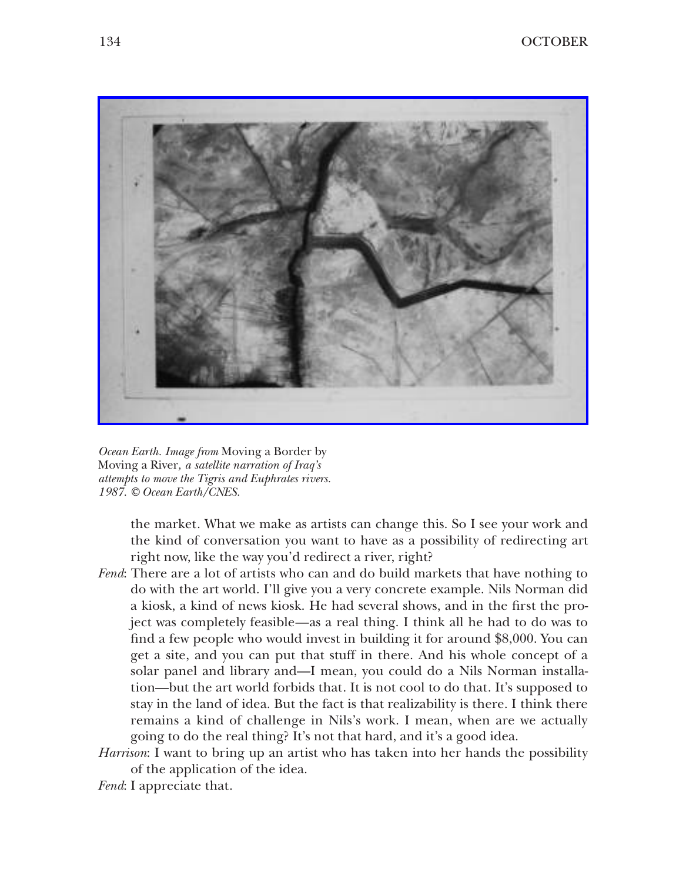*Ocean Earth. Image from* Moving a Border by Moving a River*, a satellite narration of Iraq's attempts to move the Tigris and Euphrates rivers. 1987. © Ocean Earth/CNES.*

the market. What we make as artists can change this. So I see your work and the kind of conversation you want to have as a possibility of redirecting art right now, like the way you'd redirect a river, right?

*Fend*: There are a lot of artists who can and do build markets that have nothing to do with the art world. I'll give you a very concrete example. Nils Norman did a kiosk, a kind of news kiosk. He had several shows, and in the first the project was completely feasible—as a real thing. I think all he had to do was to find a few people who would invest in building it for around $8,000. You can get a site, and you can put that stuff in there. And his whole concept of a solar panel and library and—I mean, you could do a Nils Norman installation—but the art world forbids that. It is not cool to do that. It's supposed to stay in the land of idea. But the fact is that realizability is there. I think there remains a kind of challenge in Nils's work. I mean, when are we actually going to do the real thing? It's not that hard, and it's a good idea.

*Harrison*: I want to bring up an artist who has taken into her hands the possibility of the application of the idea.

*Fend*: I appreciate that.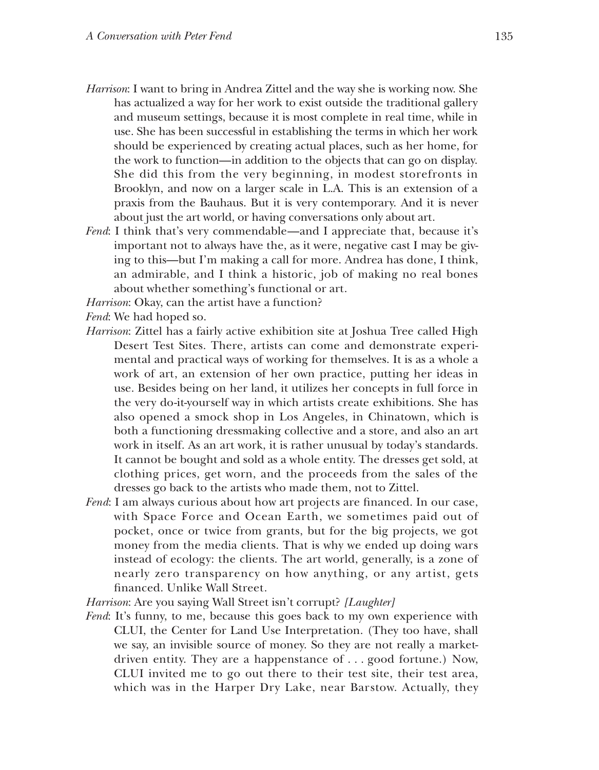*Harrison*: I want to bring in Andrea Zittel and the way she is working now. She has actualized a way for her work to exist outside the traditional gallery and museum settings, because it is most complete in real time, while in use. She has been successful in establishing the terms in which her work should be experienced by creating actual places, such as her home, for the work to function—in addition to the objects that can go on display. She did this from the very beginning, in modest storefronts in Brooklyn, and now on a larger scale in L.A. This is an extension of a praxis from the Bauhaus. But it is very contemporary. And it is never about just the art world, or having conversations only about art.

*Fend*: I think that's very commendable—and I appreciate that, because it's important not to always have the, as it were, negative cast I may be giving to this—but I'm making a call for more. Andrea has done, I think, an admirable, and I think a historic, job of making no real bones about whether something's functional or art.

*Harrison*: Okay, can the artist have a function?

*Fend*: We had hoped so.

*Harrison*: Zittel has a fairly active exhibition site at Joshua Tree called High Desert Test Sites. There, artists can come and demonstrate experimental and practical ways of working for themselves. It is as a whole a work of art, an extension of her own practice, putting her ideas in use. Besides being on her land, it utilizes her concepts in full force in the very do-it-yourself way in which artists create exhibitions. She has also opened a smock shop in Los Angeles, in Chinatown, which is both a functioning dressmaking collective and a store, and also an art work in itself. As an art work, it is rather unusual by today's standards. It cannot be bought and sold as a whole entity. The dresses get sold, at clothing prices, get worn, and the proceeds from the sales of the dresses go back to the artists who made them, not to Zittel.

*Fend*: I am always curious about how art projects are financed. In our case, with Space Force and Ocean Earth, we sometimes paid out of pocket, once or twice from grants, but for the big projects, we got money from the media clients. That is why we ended up doing wars instead of ecology: the clients. The art world, generally, is a zone of nearly zero transparency on how anything, or any artist, gets financed. Unlike Wall Street.

*Harrison*: Are you saying Wall Street isn't corrupt? *[Laughter]*

*Fend*: It's funny, to me, because this goes back to my own experience with CLUI, the Center for Land Use Interpretation. (They too have, shall we say, an invisible source of money. So they are not really a market-driven entity. They are a happenstance of . . . good fortune.) Now, CLUI invited me to go out there to their test site, their test area, which was in the Harper Dry Lake, near Barstow. Actually, they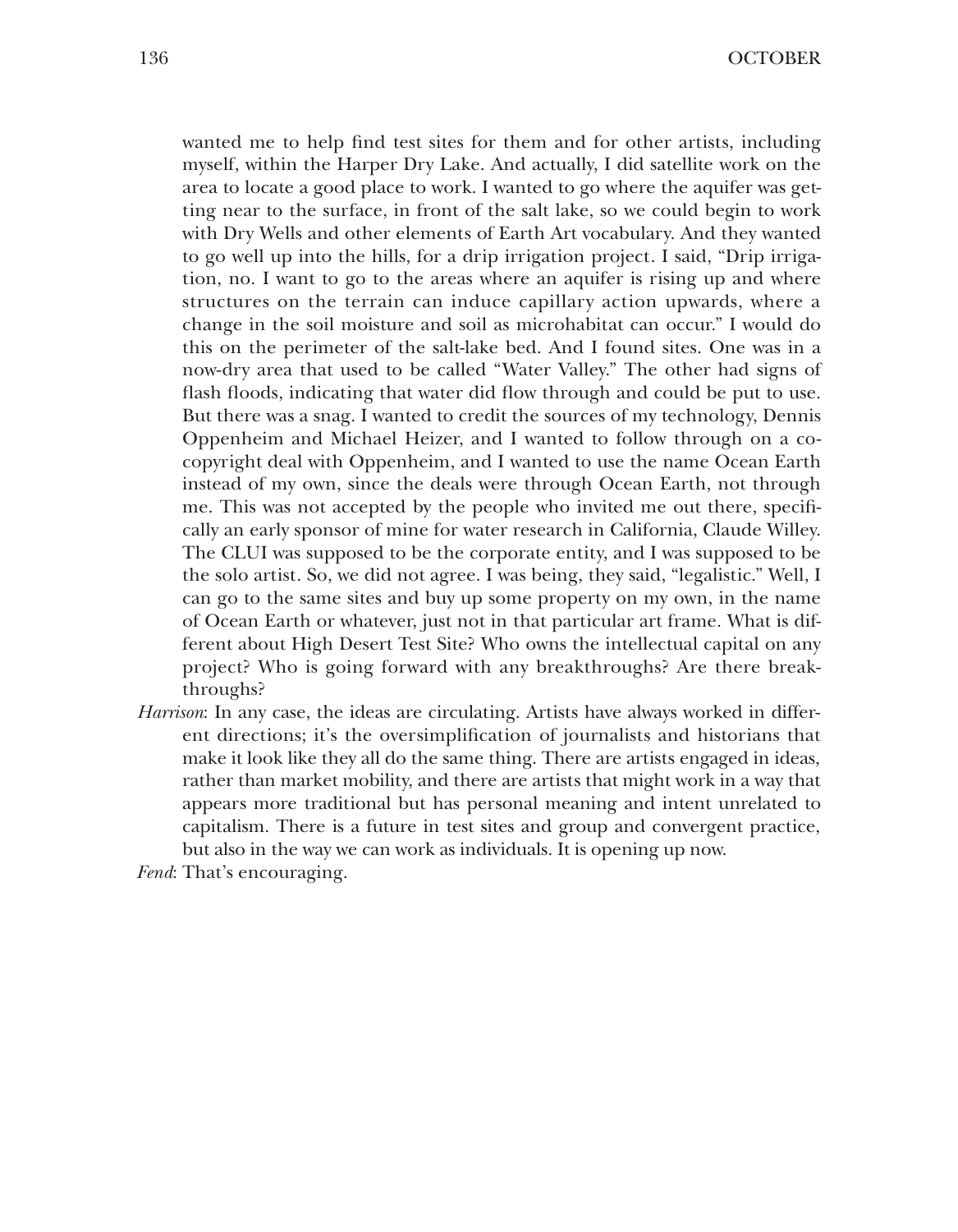wanted me to help find test sites for them and for other artists, including myself, within the Harper Dry Lake. And actually, I did satellite work on the area to locate a good place to work. I wanted to go where the aquifer was getting near to the surface, in front of the salt lake, so we could begin to work with Dry Wells and other elements of Earth Art vocabulary. And they wanted to go well up into the hills, for a drip irrigation project. I said, "Drip irrigation, no. I want to go to the areas where an aquifer is rising up and where structures on the terrain can induce capillary action upwards, where a change in the soil moisture and soil as microhabitat can occur." I would do this on the perimeter of the salt-lake bed. And I found sites. One was in a now-dry area that used to be called "Water Valley." The other had signs of flash floods, indicating that water did flow through and could be put to use. But there was a snag. I wanted to credit the sources of my technology, Dennis Oppenheim and Michael Heizer, and I wanted to follow through on a co-copyright deal with Oppenheim, and I wanted to use the name Ocean Earth instead of my own, since the deals were through Ocean Earth, not through me. This was not accepted by the people who invited me out there, specifically an early sponsor of mine for water research in California, Claude Willey. The CLUI was supposed to be the corporate entity, and I was supposed to be the solo artist. So, we did not agree. I was being, they said, "legalistic." Well, I can go to the same sites and buy up some property on my own, in the name of Ocean Earth or whatever, just not in that particular art frame. What is different about High Desert Test Site? Who owns the intellectual capital on any project? Who is going forward with any breakthroughs? Are there breakthroughs?

*Harrison*: In any case, the ideas are circulating. Artists have always worked in different directions; it's the oversimplification of journalists and historians that make it look like they all do the same thing. There are artists engaged in ideas, rather than market mobility, and there are artists that might work in a way that appears more traditional but has personal meaning and intent unrelated to capitalism. There is a future in test sites and group and convergent practice, but also in the way we can work as individuals. It is opening up now.

*Fend*: That's encouraging.